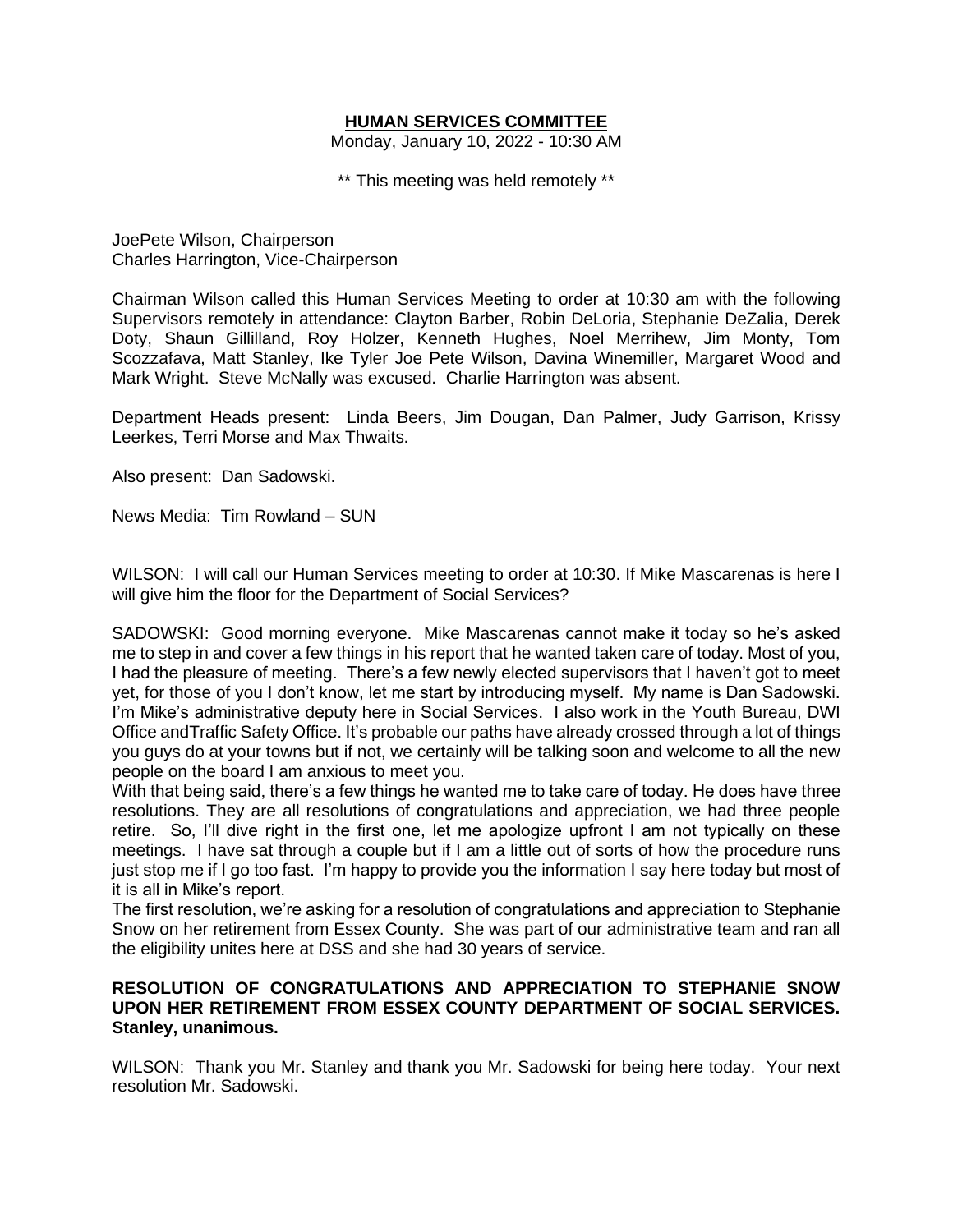# HUMAN SERVICES COMMITTEE

Monday, January 10, 2022 - 10:30 AM

** This meeting was held remotely **

JoePete Wilson, Chairperson
Charles Harrington, Vice-Chairperson

Chairman Wilson called this Human Services Meeting to order at 10:30 am with the following Supervisors remotely in attendance: Clayton Barber, Robin DeLoria, Stephanie DeZalia, Derek Doty, Shaun Gillilland, Roy Holzer, Kenneth Hughes, Noel Merrihew, Jim Monty, Tom Scozzafava, Matt Stanley, Ike Tyler Joe Pete Wilson, Davina Winemiller, Margaret Wood and Mark Wright. Steve McNally was excused. Charlie Harrington was absent.

Department Heads present: Linda Beers, Jim Dougan, Dan Palmer, Judy Garrison, Krissy Leerkes, Terri Morse and Max Thwaits.

Also present: Dan Sadowski.

News Media: Tim Rowland – SUN

WILSON: I will call our Human Services meeting to order at 10:30. If Mike Mascarenas is here I will give him the floor for the Department of Social Services?

SADOWSKI: Good morning everyone. Mike Mascarenas cannot make it today so he's asked me to step in and cover a few things in his report that he wanted taken care of today. Most of you, I had the pleasure of meeting. There's a few newly elected supervisors that I haven't got to meet yet, for those of you I don't know, let me start by introducing myself. My name is Dan Sadowski. I'm Mike's administrative deputy here in Social Services. I also work in the Youth Bureau, DWI Office andTraffic Safety Office. It's probable our paths have already crossed through a lot of things you guys do at your towns but if not, we certainly will be talking soon and welcome to all the new people on the board I am anxious to meet you.
With that being said, there's a few things he wanted me to take care of today. He does have three resolutions. They are all resolutions of congratulations and appreciation, we had three people retire. So, I'll dive right in the first one, let me apologize upfront I am not typically on these meetings. I have sat through a couple but if I am a little out of sorts of how the procedure runs just stop me if I go too fast. I'm happy to provide you the information I say here today but most of it is all in Mike's report.
The first resolution, we're asking for a resolution of congratulations and appreciation to Stephanie Snow on her retirement from Essex County. She was part of our administrative team and ran all the eligibility unites here at DSS and she had 30 years of service.

**RESOLUTION OF CONGRATULATIONS AND APPRECIATION TO STEPHANIE SNOW UPON HER RETIREMENT FROM ESSEX COUNTY DEPARTMENT OF SOCIAL SERVICES. Stanley, unanimous.**

WILSON: Thank you Mr. Stanley and thank you Mr. Sadowski for being here today. Your next resolution Mr. Sadowski.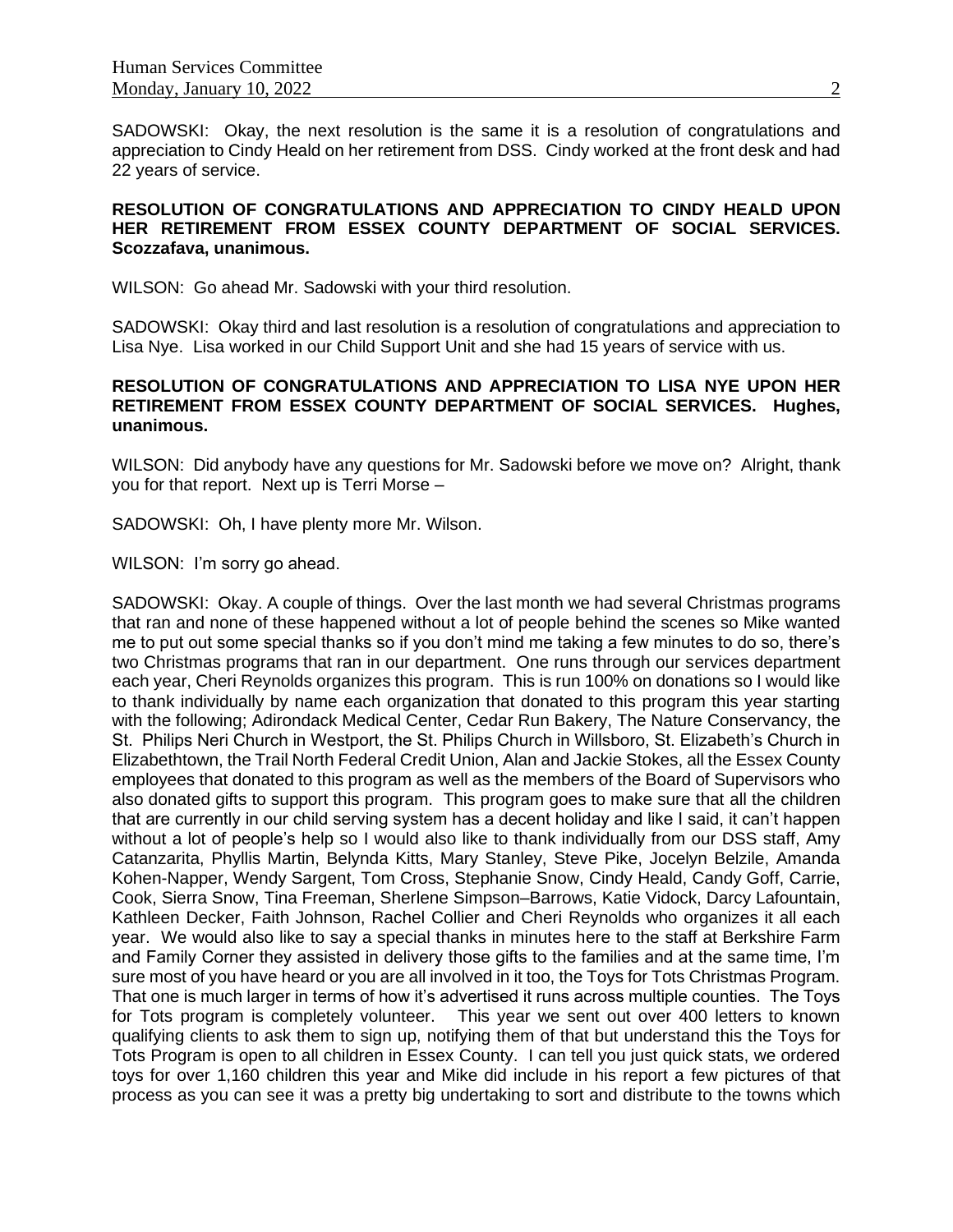SADOWSKI: Okay, the next resolution is the same it is a resolution of congratulations and appreciation to Cindy Heald on her retirement from DSS. Cindy worked at the front desk and had 22 years of service.

**RESOLUTION OF CONGRATULATIONS AND APPRECIATION TO CINDY HEALD UPON HER RETIREMENT FROM ESSEX COUNTY DEPARTMENT OF SOCIAL SERVICES. Scozzafava, unanimous.**

WILSON: Go ahead Mr. Sadowski with your third resolution.

SADOWSKI: Okay third and last resolution is a resolution of congratulations and appreciation to Lisa Nye. Lisa worked in our Child Support Unit and she had 15 years of service with us.

**RESOLUTION OF CONGRATULATIONS AND APPRECIATION TO LISA NYE UPON HER RETIREMENT FROM ESSEX COUNTY DEPARTMENT OF SOCIAL SERVICES. Hughes, unanimous.**

WILSON: Did anybody have any questions for Mr. Sadowski before we move on? Alright, thank you for that report. Next up is Terri Morse –

SADOWSKI: Oh, I have plenty more Mr. Wilson.

WILSON: I'm sorry go ahead.

SADOWSKI: Okay. A couple of things. Over the last month we had several Christmas programs that ran and none of these happened without a lot of people behind the scenes so Mike wanted me to put out some special thanks so if you don't mind me taking a few minutes to do so, there's two Christmas programs that ran in our department. One runs through our services department each year, Cheri Reynolds organizes this program. This is run 100% on donations so I would like to thank individually by name each organization that donated to this program this year starting with the following; Adirondack Medical Center, Cedar Run Bakery, The Nature Conservancy, the St. Philips Neri Church in Westport, the St. Philips Church in Willsboro, St. Elizabeth's Church in Elizabethtown, the Trail North Federal Credit Union, Alan and Jackie Stokes, all the Essex County employees that donated to this program as well as the members of the Board of Supervisors who also donated gifts to support this program. This program goes to make sure that all the children that are currently in our child serving system has a decent holiday and like I said, it can't happen without a lot of people's help so I would also like to thank individually from our DSS staff, Amy Catanzarita, Phyllis Martin, Belynda Kitts, Mary Stanley, Steve Pike, Jocelyn Belzile, Amanda Kohen-Napper, Wendy Sargent, Tom Cross, Stephanie Snow, Cindy Heald, Candy Goff, Carrie, Cook, Sierra Snow, Tina Freeman, Sherlene Simpson–Barrows, Katie Vidock, Darcy Lafountain, Kathleen Decker, Faith Johnson, Rachel Collier and Cheri Reynolds who organizes it all each year. We would also like to say a special thanks in minutes here to the staff at Berkshire Farm and Family Corner they assisted in delivery those gifts to the families and at the same time, I'm sure most of you have heard or you are all involved in it too, the Toys for Tots Christmas Program. That one is much larger in terms of how it's advertised it runs across multiple counties. The Toys for Tots program is completely volunteer. This year we sent out over 400 letters to known qualifying clients to ask them to sign up, notifying them of that but understand this the Toys for Tots Program is open to all children in Essex County. I can tell you just quick stats, we ordered toys for over 1,160 children this year and Mike did include in his report a few pictures of that process as you can see it was a pretty big undertaking to sort and distribute to the towns which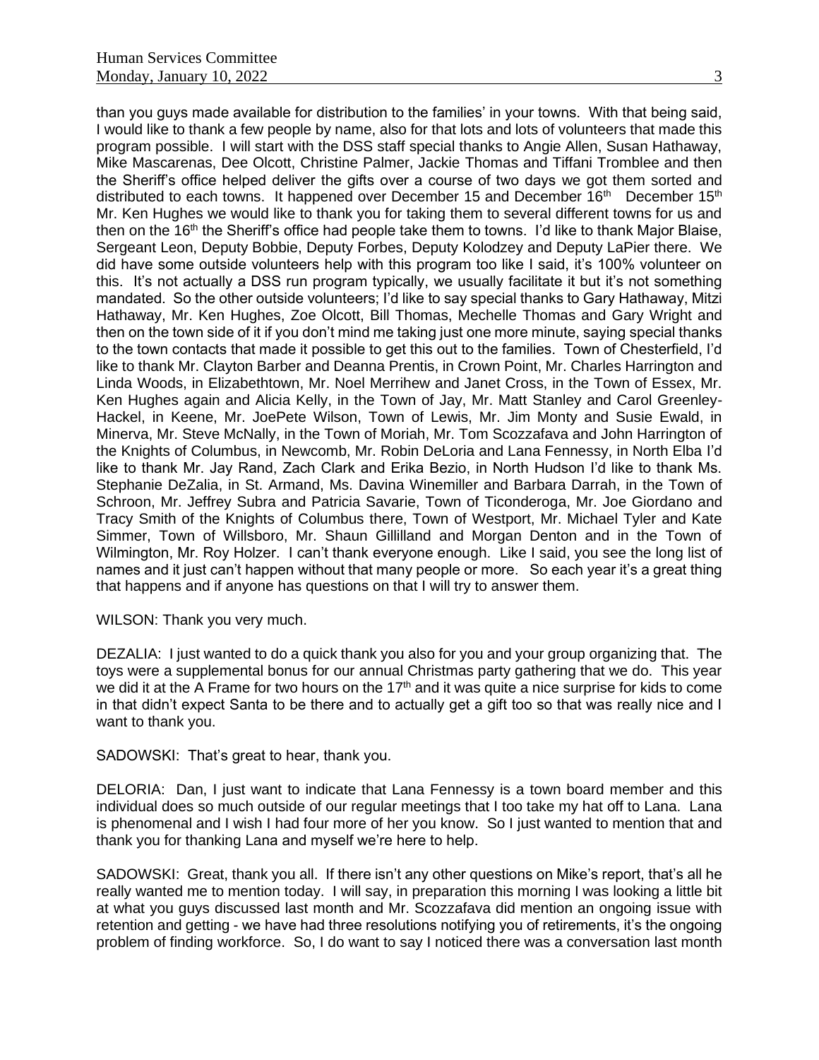than you guys made available for distribution to the families' in your towns. With that being said, I would like to thank a few people by name, also for that lots and lots of volunteers that made this program possible. I will start with the DSS staff special thanks to Angie Allen, Susan Hathaway, Mike Mascarenas, Dee Olcott, Christine Palmer, Jackie Thomas and Tiffani Tromblee and then the Sheriff's office helped deliver the gifts over a course of two days we got them sorted and distributed to each towns. It happened over December 15 and December 16th December 15th Mr. Ken Hughes we would like to thank you for taking them to several different towns for us and then on the 16th the Sheriff's office had people take them to towns. I'd like to thank Major Blaise, Sergeant Leon, Deputy Bobbie, Deputy Forbes, Deputy Kolodzey and Deputy LaPier there. We did have some outside volunteers help with this program too like I said, it's 100% volunteer on this. It's not actually a DSS run program typically, we usually facilitate it but it's not something mandated. So the other outside volunteers; I'd like to say special thanks to Gary Hathaway, Mitzi Hathaway, Mr. Ken Hughes, Zoe Olcott, Bill Thomas, Mechelle Thomas and Gary Wright and then on the town side of it if you don't mind me taking just one more minute, saying special thanks to the town contacts that made it possible to get this out to the families. Town of Chesterfield, I'd like to thank Mr. Clayton Barber and Deanna Prentis, in Crown Point, Mr. Charles Harrington and Linda Woods, in Elizabethtown, Mr. Noel Merrihew and Janet Cross, in the Town of Essex, Mr. Ken Hughes again and Alicia Kelly, in the Town of Jay, Mr. Matt Stanley and Carol Greenley-Hackel, in Keene, Mr. JoePete Wilson, Town of Lewis, Mr. Jim Monty and Susie Ewald, in Minerva, Mr. Steve McNally, in the Town of Moriah, Mr. Tom Scozzafava and John Harrington of the Knights of Columbus, in Newcomb, Mr. Robin DeLoria and Lana Fennessy, in North Elba I'd like to thank Mr. Jay Rand, Zach Clark and Erika Bezio, in North Hudson I'd like to thank Ms. Stephanie DeZalia, in St. Armand, Ms. Davina Winemiller and Barbara Darrah, in the Town of Schroon, Mr. Jeffrey Subra and Patricia Savarie, Town of Ticonderoga, Mr. Joe Giordano and Tracy Smith of the Knights of Columbus there, Town of Westport, Mr. Michael Tyler and Kate Simmer, Town of Willsboro, Mr. Shaun Gillilland and Morgan Denton and in the Town of Wilmington, Mr. Roy Holzer. I can't thank everyone enough. Like I said, you see the long list of names and it just can't happen without that many people or more. So each year it's a great thing that happens and if anyone has questions on that I will try to answer them.

WILSON: Thank you very much.

DEZALIA: I just wanted to do a quick thank you also for you and your group organizing that. The toys were a supplemental bonus for our annual Christmas party gathering that we do. This year we did it at the A Frame for two hours on the 17th and it was quite a nice surprise for kids to come in that didn't expect Santa to be there and to actually get a gift too so that was really nice and I want to thank you.

SADOWSKI: That's great to hear, thank you.

DELORIA: Dan, I just want to indicate that Lana Fennessy is a town board member and this individual does so much outside of our regular meetings that I too take my hat off to Lana. Lana is phenomenal and I wish I had four more of her you know. So I just wanted to mention that and thank you for thanking Lana and myself we're here to help.

SADOWSKI: Great, thank you all. If there isn't any other questions on Mike's report, that's all he really wanted me to mention today. I will say, in preparation this morning I was looking a little bit at what you guys discussed last month and Mr. Scozzafava did mention an ongoing issue with retention and getting - we have had three resolutions notifying you of retirements, it's the ongoing problem of finding workforce. So, I do want to say I noticed there was a conversation last month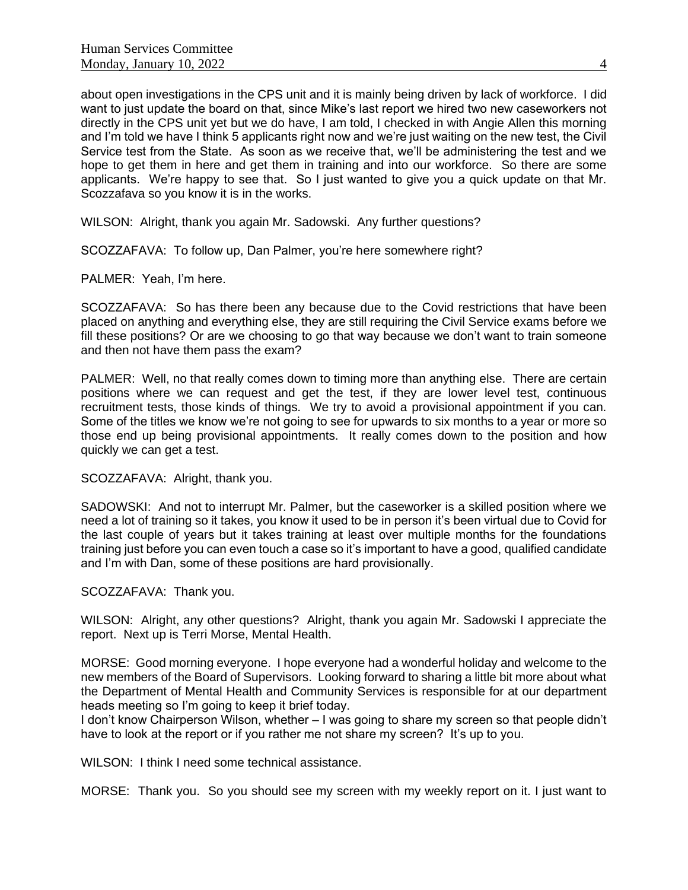about open investigations in the CPS unit and it is mainly being driven by lack of workforce. I did want to just update the board on that, since Mike's last report we hired two new caseworkers not directly in the CPS unit yet but we do have, I am told, I checked in with Angie Allen this morning and I'm told we have I think 5 applicants right now and we're just waiting on the new test, the Civil Service test from the State. As soon as we receive that, we'll be administering the test and we hope to get them in here and get them in training and into our workforce. So there are some applicants. We're happy to see that. So I just wanted to give you a quick update on that Mr. Scozzafava so you know it is in the works.

WILSON: Alright, thank you again Mr. Sadowski. Any further questions?

SCOZZAFAVA: To follow up, Dan Palmer, you're here somewhere right?

PALMER: Yeah, I'm here.

SCOZZAFAVA: So has there been any because due to the Covid restrictions that have been placed on anything and everything else, they are still requiring the Civil Service exams before we fill these positions? Or are we choosing to go that way because we don't want to train someone and then not have them pass the exam?

PALMER: Well, no that really comes down to timing more than anything else. There are certain positions where we can request and get the test, if they are lower level test, continuous recruitment tests, those kinds of things. We try to avoid a provisional appointment if you can. Some of the titles we know we're not going to see for upwards to six months to a year or more so those end up being provisional appointments. It really comes down to the position and how quickly we can get a test.

SCOZZAFAVA: Alright, thank you.

SADOWSKI: And not to interrupt Mr. Palmer, but the caseworker is a skilled position where we need a lot of training so it takes, you know it used to be in person it's been virtual due to Covid for the last couple of years but it takes training at least over multiple months for the foundations training just before you can even touch a case so it's important to have a good, qualified candidate and I'm with Dan, some of these positions are hard provisionally.

SCOZZAFAVA: Thank you.

WILSON: Alright, any other questions? Alright, thank you again Mr. Sadowski I appreciate the report. Next up is Terri Morse, Mental Health.

MORSE: Good morning everyone. I hope everyone had a wonderful holiday and welcome to the new members of the Board of Supervisors. Looking forward to sharing a little bit more about what the Department of Mental Health and Community Services is responsible for at our department heads meeting so I'm going to keep it brief today.

I don't know Chairperson Wilson, whether – I was going to share my screen so that people didn't have to look at the report or if you rather me not share my screen? It's up to you.

WILSON: I think I need some technical assistance.

MORSE: Thank you. So you should see my screen with my weekly report on it. I just want to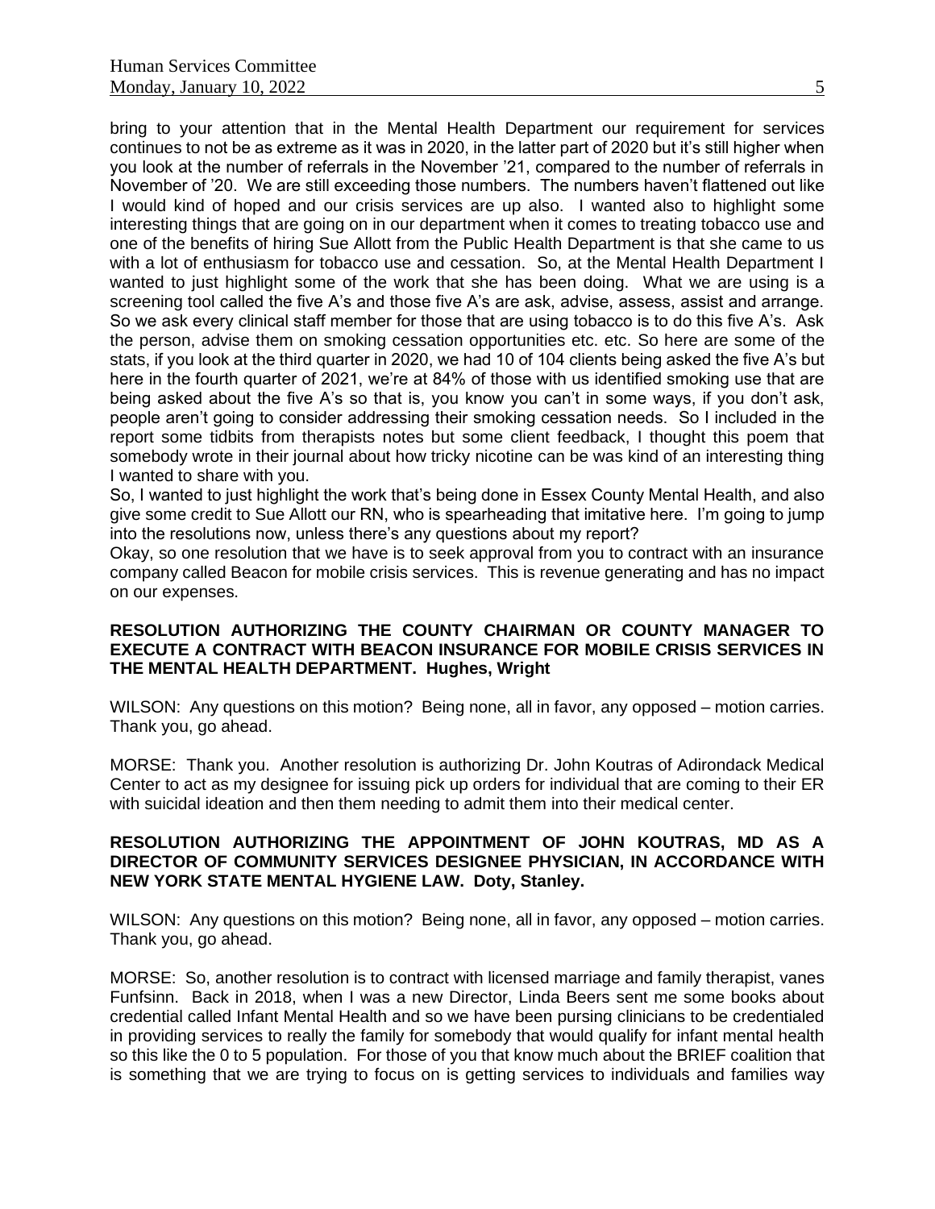bring to your attention that in the Mental Health Department our requirement for services continues to not be as extreme as it was in 2020, in the latter part of 2020 but it's still higher when you look at the number of referrals in the November '21, compared to the number of referrals in November of '20. We are still exceeding those numbers. The numbers haven't flattened out like I would kind of hoped and our crisis services are up also. I wanted also to highlight some interesting things that are going on in our department when it comes to treating tobacco use and one of the benefits of hiring Sue Allott from the Public Health Department is that she came to us with a lot of enthusiasm for tobacco use and cessation. So, at the Mental Health Department I wanted to just highlight some of the work that she has been doing. What we are using is a screening tool called the five A's and those five A's are ask, advise, assess, assist and arrange. So we ask every clinical staff member for those that are using tobacco is to do this five A's. Ask the person, advise them on smoking cessation opportunities etc. etc. So here are some of the stats, if you look at the third quarter in 2020, we had 10 of 104 clients being asked the five A's but here in the fourth quarter of 2021, we're at 84% of those with us identified smoking use that are being asked about the five A's so that is, you know you can't in some ways, if you don't ask, people aren't going to consider addressing their smoking cessation needs. So I included in the report some tidbits from therapists notes but some client feedback, I thought this poem that somebody wrote in their journal about how tricky nicotine can be was kind of an interesting thing I wanted to share with you.

So, I wanted to just highlight the work that's being done in Essex County Mental Health, and also give some credit to Sue Allott our RN, who is spearheading that imitative here. I'm going to jump into the resolutions now, unless there's any questions about my report?

Okay, so one resolution that we have is to seek approval from you to contract with an insurance company called Beacon for mobile crisis services. This is revenue generating and has no impact on our expenses.

**RESOLUTION AUTHORIZING THE COUNTY CHAIRMAN OR COUNTY MANAGER TO EXECUTE A CONTRACT WITH BEACON INSURANCE FOR MOBILE CRISIS SERVICES IN THE MENTAL HEALTH DEPARTMENT. Hughes, Wright**

WILSON: Any questions on this motion? Being none, all in favor, any opposed – motion carries. Thank you, go ahead.

MORSE: Thank you. Another resolution is authorizing Dr. John Koutras of Adirondack Medical Center to act as my designee for issuing pick up orders for individual that are coming to their ER with suicidal ideation and then them needing to admit them into their medical center.

**RESOLUTION AUTHORIZING THE APPOINTMENT OF JOHN KOUTRAS, MD AS A DIRECTOR OF COMMUNITY SERVICES DESIGNEE PHYSICIAN, IN ACCORDANCE WITH NEW YORK STATE MENTAL HYGIENE LAW. Doty, Stanley.**

WILSON: Any questions on this motion? Being none, all in favor, any opposed – motion carries. Thank you, go ahead.

MORSE: So, another resolution is to contract with licensed marriage and family therapist, vanes Funfsinn. Back in 2018, when I was a new Director, Linda Beers sent me some books about credential called Infant Mental Health and so we have been pursing clinicians to be credentialed in providing services to really the family for somebody that would qualify for infant mental health so this like the 0 to 5 population. For those of you that know much about the BRIEF coalition that is something that we are trying to focus on is getting services to individuals and families way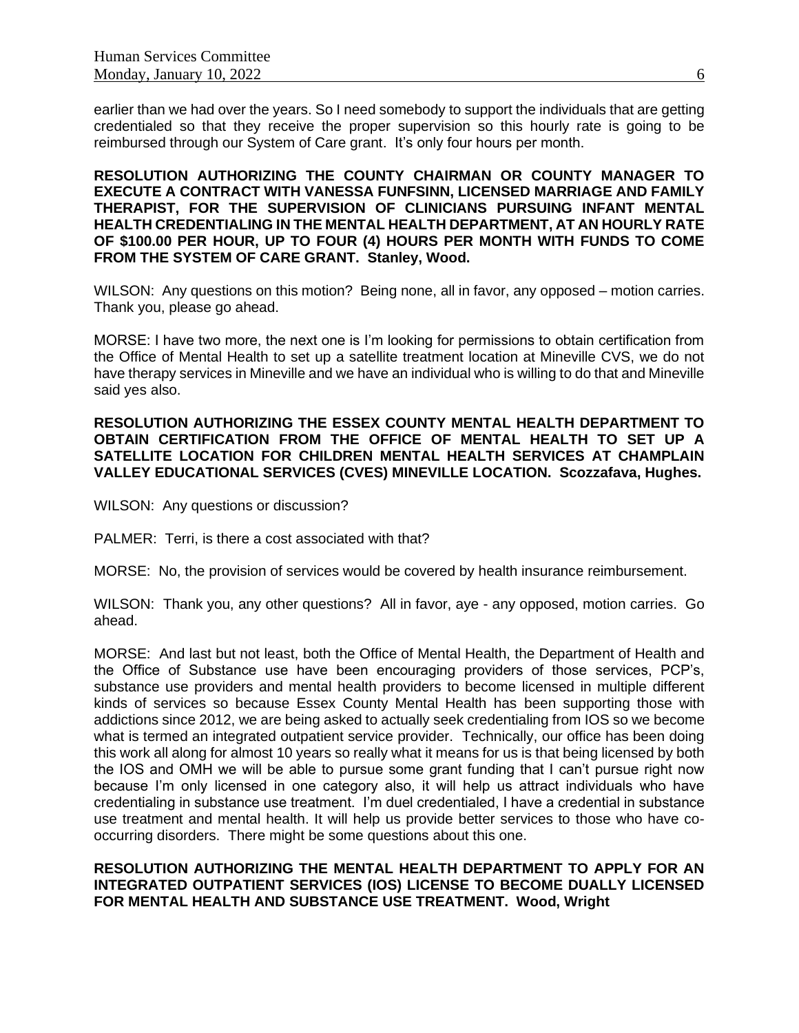earlier than we had over the years. So I need somebody to support the individuals that are getting credentialed so that they receive the proper supervision so this hourly rate is going to be reimbursed through our System of Care grant. It's only four hours per month.

**RESOLUTION AUTHORIZING THE COUNTY CHAIRMAN OR COUNTY MANAGER TO EXECUTE A CONTRACT WITH VANESSA FUNFSINN, LICENSED MARRIAGE AND FAMILY THERAPIST, FOR THE SUPERVISION OF CLINICIANS PURSUING INFANT MENTAL HEALTH CREDENTIALING IN THE MENTAL HEALTH DEPARTMENT, AT AN HOURLY RATE OF $100.00 PER HOUR, UP TO FOUR (4) HOURS PER MONTH WITH FUNDS TO COME FROM THE SYSTEM OF CARE GRANT. Stanley, Wood.**

WILSON: Any questions on this motion? Being none, all in favor, any opposed – motion carries. Thank you, please go ahead.

MORSE: I have two more, the next one is I'm looking for permissions to obtain certification from the Office of Mental Health to set up a satellite treatment location at Mineville CVS, we do not have therapy services in Mineville and we have an individual who is willing to do that and Mineville said yes also.

**RESOLUTION AUTHORIZING THE ESSEX COUNTY MENTAL HEALTH DEPARTMENT TO OBTAIN CERTIFICATION FROM THE OFFICE OF MENTAL HEALTH TO SET UP A SATELLITE LOCATION FOR CHILDREN MENTAL HEALTH SERVICES AT CHAMPLAIN VALLEY EDUCATIONAL SERVICES (CVES) MINEVILLE LOCATION. Scozzafava, Hughes.**

WILSON: Any questions or discussion?

PALMER: Terri, is there a cost associated with that?

MORSE: No, the provision of services would be covered by health insurance reimbursement.

WILSON: Thank you, any other questions? All in favor, aye - any opposed, motion carries. Go ahead.

MORSE: And last but not least, both the Office of Mental Health, the Department of Health and the Office of Substance use have been encouraging providers of those services, PCP's, substance use providers and mental health providers to become licensed in multiple different kinds of services so because Essex County Mental Health has been supporting those with addictions since 2012, we are being asked to actually seek credentialing from IOS so we become what is termed an integrated outpatient service provider. Technically, our office has been doing this work all along for almost 10 years so really what it means for us is that being licensed by both the IOS and OMH we will be able to pursue some grant funding that I can't pursue right now because I'm only licensed in one category also, it will help us attract individuals who have credentialing in substance use treatment. I'm duel credentialed, I have a credential in substance use treatment and mental health. It will help us provide better services to those who have co-occurring disorders. There might be some questions about this one.

**RESOLUTION AUTHORIZING THE MENTAL HEALTH DEPARTMENT TO APPLY FOR AN INTEGRATED OUTPATIENT SERVICES (IOS) LICENSE TO BECOME DUALLY LICENSED FOR MENTAL HEALTH AND SUBSTANCE USE TREATMENT. Wood, Wright**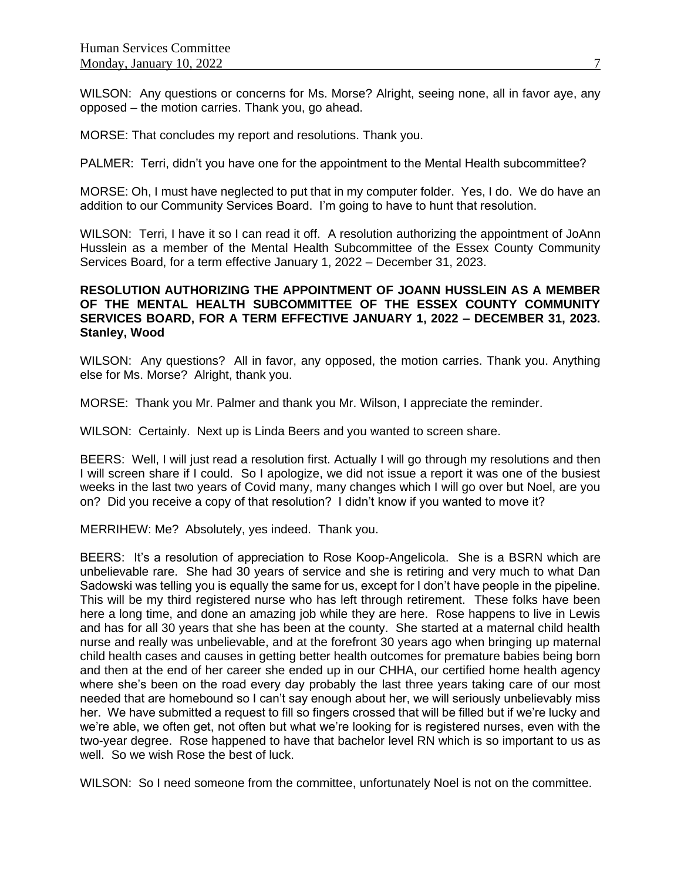WILSON: Any questions or concerns for Ms. Morse? Alright, seeing none, all in favor aye, any opposed – the motion carries. Thank you, go ahead.

MORSE: That concludes my report and resolutions. Thank you.

PALMER: Terri, didn't you have one for the appointment to the Mental Health subcommittee?

MORSE: Oh, I must have neglected to put that in my computer folder. Yes, I do. We do have an addition to our Community Services Board. I'm going to have to hunt that resolution.

WILSON: Terri, I have it so I can read it off. A resolution authorizing the appointment of JoAnn Husslein as a member of the Mental Health Subcommittee of the Essex County Community Services Board, for a term effective January 1, 2022 – December 31, 2023.

**RESOLUTION AUTHORIZING THE APPOINTMENT OF JOANN HUSSLEIN AS A MEMBER OF THE MENTAL HEALTH SUBCOMMITTEE OF THE ESSEX COUNTY COMMUNITY SERVICES BOARD, FOR A TERM EFFECTIVE JANUARY 1, 2022 – DECEMBER 31, 2023. Stanley, Wood**

WILSON: Any questions? All in favor, any opposed, the motion carries. Thank you. Anything else for Ms. Morse? Alright, thank you.

MORSE: Thank you Mr. Palmer and thank you Mr. Wilson, I appreciate the reminder.

WILSON: Certainly. Next up is Linda Beers and you wanted to screen share.

BEERS: Well, I will just read a resolution first. Actually I will go through my resolutions and then I will screen share if I could. So I apologize, we did not issue a report it was one of the busiest weeks in the last two years of Covid many, many changes which I will go over but Noel, are you on? Did you receive a copy of that resolution? I didn't know if you wanted to move it?

MERRIHEW: Me? Absolutely, yes indeed. Thank you.

BEERS: It's a resolution of appreciation to Rose Koop-Angelicola. She is a BSRN which are unbelievable rare. She had 30 years of service and she is retiring and very much to what Dan Sadowski was telling you is equally the same for us, except for I don't have people in the pipeline. This will be my third registered nurse who has left through retirement. These folks have been here a long time, and done an amazing job while they are here. Rose happens to live in Lewis and has for all 30 years that she has been at the county. She started at a maternal child health nurse and really was unbelievable, and at the forefront 30 years ago when bringing up maternal child health cases and causes in getting better health outcomes for premature babies being born and then at the end of her career she ended up in our CHHA, our certified home health agency where she's been on the road every day probably the last three years taking care of our most needed that are homebound so I can't say enough about her, we will seriously unbelievably miss her. We have submitted a request to fill so fingers crossed that will be filled but if we're lucky and we're able, we often get, not often but what we're looking for is registered nurses, even with the two-year degree. Rose happened to have that bachelor level RN which is so important to us as well. So we wish Rose the best of luck.

WILSON: So I need someone from the committee, unfortunately Noel is not on the committee.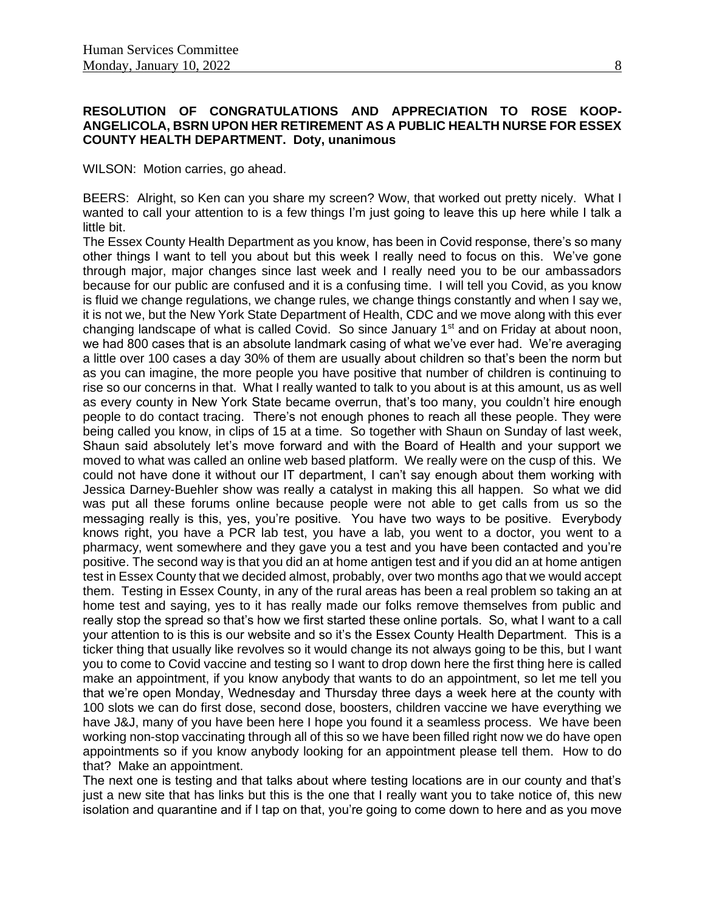**RESOLUTION OF CONGRATULATIONS AND APPRECIATION TO ROSE KOOP-ANGELICOLA, BSRN UPON HER RETIREMENT AS A PUBLIC HEALTH NURSE FOR ESSEX COUNTY HEALTH DEPARTMENT. Doty, unanimous**

WILSON: Motion carries, go ahead.

BEERS: Alright, so Ken can you share my screen? Wow, that worked out pretty nicely. What I wanted to call your attention to is a few things I'm just going to leave this up here while I talk a little bit.

The Essex County Health Department as you know, has been in Covid response, there's so many other things I want to tell you about but this week I really need to focus on this. We've gone through major, major changes since last week and I really need you to be our ambassadors because for our public are confused and it is a confusing time. I will tell you Covid, as you know is fluid we change regulations, we change rules, we change things constantly and when I say we, it is not we, but the New York State Department of Health, CDC and we move along with this ever changing landscape of what is called Covid. So since January 1st and on Friday at about noon, we had 800 cases that is an absolute landmark casing of what we've ever had. We're averaging a little over 100 cases a day 30% of them are usually about children so that's been the norm but as you can imagine, the more people you have positive that number of children is continuing to rise so our concerns in that. What I really wanted to talk to you about is at this amount, us as well as every county in New York State became overrun, that's too many, you couldn't hire enough people to do contact tracing. There's not enough phones to reach all these people. They were being called you know, in clips of 15 at a time. So together with Shaun on Sunday of last week, Shaun said absolutely let's move forward and with the Board of Health and your support we moved to what was called an online web based platform. We really were on the cusp of this. We could not have done it without our IT department, I can't say enough about them working with Jessica Darney-Buehler show was really a catalyst in making this all happen. So what we did was put all these forums online because people were not able to get calls from us so the messaging really is this, yes, you're positive. You have two ways to be positive. Everybody knows right, you have a PCR lab test, you have a lab, you went to a doctor, you went to a pharmacy, went somewhere and they gave you a test and you have been contacted and you're positive. The second way is that you did an at home antigen test and if you did an at home antigen test in Essex County that we decided almost, probably, over two months ago that we would accept them. Testing in Essex County, in any of the rural areas has been a real problem so taking an at home test and saying, yes to it has really made our folks remove themselves from public and really stop the spread so that's how we first started these online portals. So, what I want to a call your attention to is this is our website and so it's the Essex County Health Department. This is a ticker thing that usually like revolves so it would change its not always going to be this, but I want you to come to Covid vaccine and testing so I want to drop down here the first thing here is called make an appointment, if you know anybody that wants to do an appointment, so let me tell you that we're open Monday, Wednesday and Thursday three days a week here at the county with 100 slots we can do first dose, second dose, boosters, children vaccine we have everything we have J&J, many of you have been here I hope you found it a seamless process. We have been working non-stop vaccinating through all of this so we have been filled right now we do have open appointments so if you know anybody looking for an appointment please tell them. How to do that? Make an appointment.

The next one is testing and that talks about where testing locations are in our county and that's just a new site that has links but this is the one that I really want you to take notice of, this new isolation and quarantine and if I tap on that, you're going to come down to here and as you move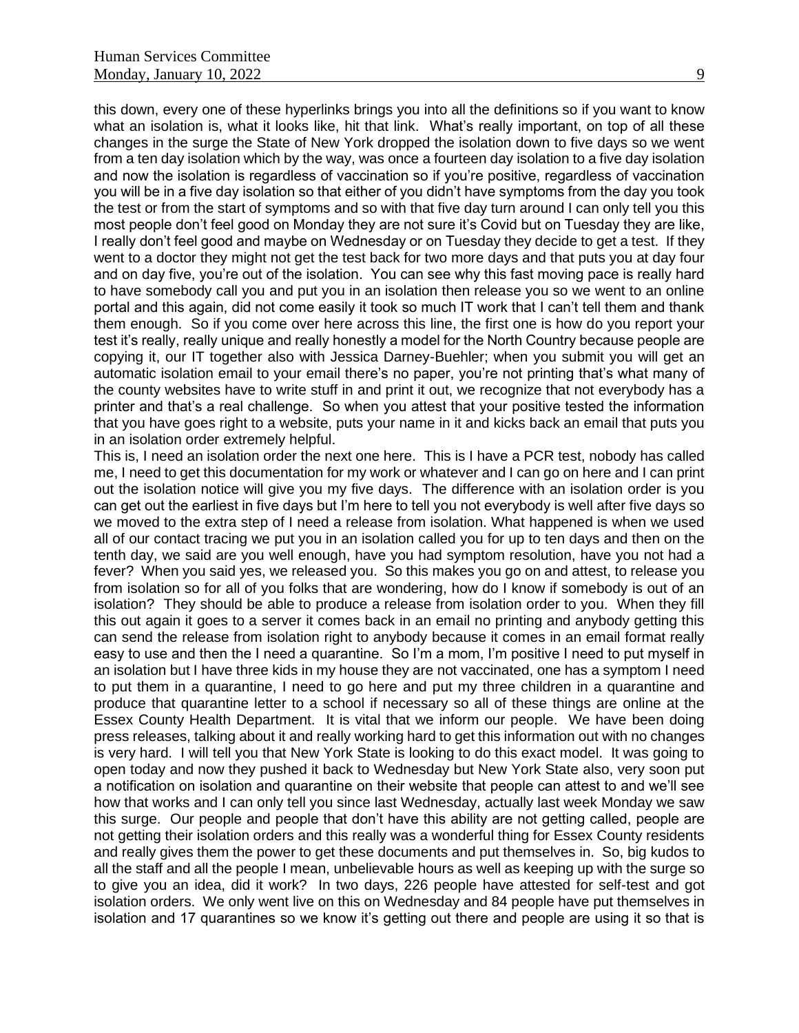this down, every one of these hyperlinks brings you into all the definitions so if you want to know what an isolation is, what it looks like, hit that link. What's really important, on top of all these changes in the surge the State of New York dropped the isolation down to five days so we went from a ten day isolation which by the way, was once a fourteen day isolation to a five day isolation and now the isolation is regardless of vaccination so if you're positive, regardless of vaccination you will be in a five day isolation so that either of you didn't have symptoms from the day you took the test or from the start of symptoms and so with that five day turn around I can only tell you this most people don't feel good on Monday they are not sure it's Covid but on Tuesday they are like, I really don't feel good and maybe on Wednesday or on Tuesday they decide to get a test. If they went to a doctor they might not get the test back for two more days and that puts you at day four and on day five, you're out of the isolation. You can see why this fast moving pace is really hard to have somebody call you and put you in an isolation then release you so we went to an online portal and this again, did not come easily it took so much IT work that I can't tell them and thank them enough. So if you come over here across this line, the first one is how do you report your test it's really, really unique and really honestly a model for the North Country because people are copying it, our IT together also with Jessica Darney-Buehler; when you submit you will get an automatic isolation email to your email there's no paper, you're not printing that's what many of the county websites have to write stuff in and print it out, we recognize that not everybody has a printer and that's a real challenge. So when you attest that your positive tested the information that you have goes right to a website, puts your name in it and kicks back an email that puts you in an isolation order extremely helpful.

This is, I need an isolation order the next one here. This is I have a PCR test, nobody has called me, I need to get this documentation for my work or whatever and I can go on here and I can print out the isolation notice will give you my five days. The difference with an isolation order is you can get out the earliest in five days but I'm here to tell you not everybody is well after five days so we moved to the extra step of I need a release from isolation. What happened is when we used all of our contact tracing we put you in an isolation called you for up to ten days and then on the tenth day, we said are you well enough, have you had symptom resolution, have you not had a fever? When you said yes, we released you. So this makes you go on and attest, to release you from isolation so for all of you folks that are wondering, how do I know if somebody is out of an isolation? They should be able to produce a release from isolation order to you. When they fill this out again it goes to a server it comes back in an email no printing and anybody getting this can send the release from isolation right to anybody because it comes in an email format really easy to use and then the I need a quarantine. So I'm a mom, I'm positive I need to put myself in an isolation but I have three kids in my house they are not vaccinated, one has a symptom I need to put them in a quarantine, I need to go here and put my three children in a quarantine and produce that quarantine letter to a school if necessary so all of these things are online at the Essex County Health Department. It is vital that we inform our people. We have been doing press releases, talking about it and really working hard to get this information out with no changes is very hard. I will tell you that New York State is looking to do this exact model. It was going to open today and now they pushed it back to Wednesday but New York State also, very soon put a notification on isolation and quarantine on their website that people can attest to and we'll see how that works and I can only tell you since last Wednesday, actually last week Monday we saw this surge. Our people and people that don't have this ability are not getting called, people are not getting their isolation orders and this really was a wonderful thing for Essex County residents and really gives them the power to get these documents and put themselves in. So, big kudos to all the staff and all the people I mean, unbelievable hours as well as keeping up with the surge so to give you an idea, did it work? In two days, 226 people have attested for self-test and got isolation orders. We only went live on this on Wednesday and 84 people have put themselves in isolation and 17 quarantines so we know it's getting out there and people are using it so that is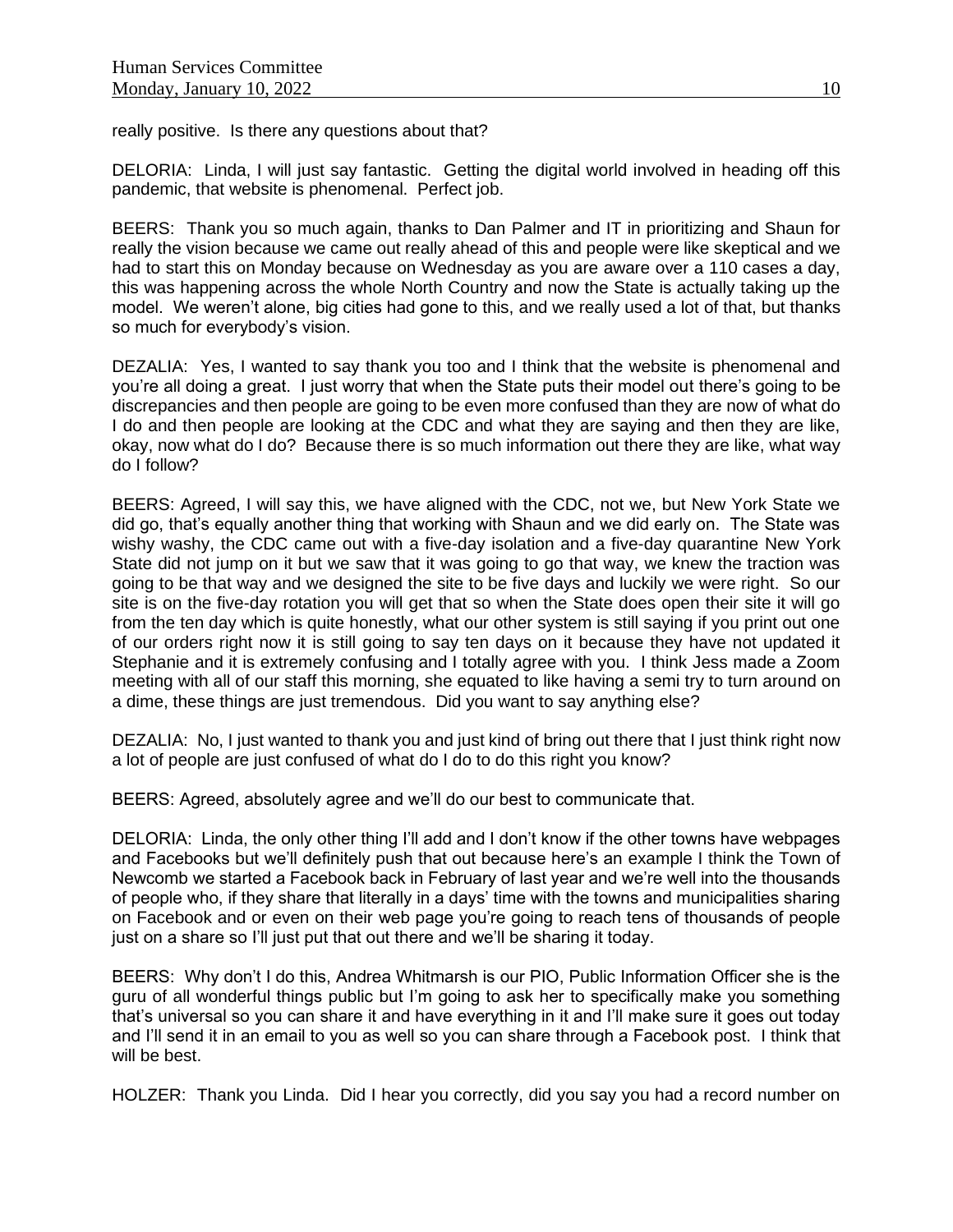really positive. Is there any questions about that?

DELORIA: Linda, I will just say fantastic. Getting the digital world involved in heading off this pandemic, that website is phenomenal. Perfect job.

BEERS: Thank you so much again, thanks to Dan Palmer and IT in prioritizing and Shaun for really the vision because we came out really ahead of this and people were like skeptical and we had to start this on Monday because on Wednesday as you are aware over a 110 cases a day, this was happening across the whole North Country and now the State is actually taking up the model. We weren't alone, big cities had gone to this, and we really used a lot of that, but thanks so much for everybody's vision.

DEZALIA: Yes, I wanted to say thank you too and I think that the website is phenomenal and you're all doing a great. I just worry that when the State puts their model out there's going to be discrepancies and then people are going to be even more confused than they are now of what do I do and then people are looking at the CDC and what they are saying and then they are like, okay, now what do I do? Because there is so much information out there they are like, what way do I follow?

BEERS: Agreed, I will say this, we have aligned with the CDC, not we, but New York State we did go, that's equally another thing that working with Shaun and we did early on. The State was wishy washy, the CDC came out with a five-day isolation and a five-day quarantine New York State did not jump on it but we saw that it was going to go that way, we knew the traction was going to be that way and we designed the site to be five days and luckily we were right. So our site is on the five-day rotation you will get that so when the State does open their site it will go from the ten day which is quite honestly, what our other system is still saying if you print out one of our orders right now it is still going to say ten days on it because they have not updated it Stephanie and it is extremely confusing and I totally agree with you. I think Jess made a Zoom meeting with all of our staff this morning, she equated to like having a semi try to turn around on a dime, these things are just tremendous. Did you want to say anything else?

DEZALIA: No, I just wanted to thank you and just kind of bring out there that I just think right now a lot of people are just confused of what do I do to do this right you know?

BEERS: Agreed, absolutely agree and we'll do our best to communicate that.

DELORIA: Linda, the only other thing I'll add and I don't know if the other towns have webpages and Facebooks but we'll definitely push that out because here's an example I think the Town of Newcomb we started a Facebook back in February of last year and we're well into the thousands of people who, if they share that literally in a days' time with the towns and municipalities sharing on Facebook and or even on their web page you're going to reach tens of thousands of people just on a share so I'll just put that out there and we'll be sharing it today.

BEERS: Why don't I do this, Andrea Whitmarsh is our PIO, Public Information Officer she is the guru of all wonderful things public but I'm going to ask her to specifically make you something that's universal so you can share it and have everything in it and I'll make sure it goes out today and I'll send it in an email to you as well so you can share through a Facebook post. I think that will be best.

HOLZER: Thank you Linda. Did I hear you correctly, did you say you had a record number on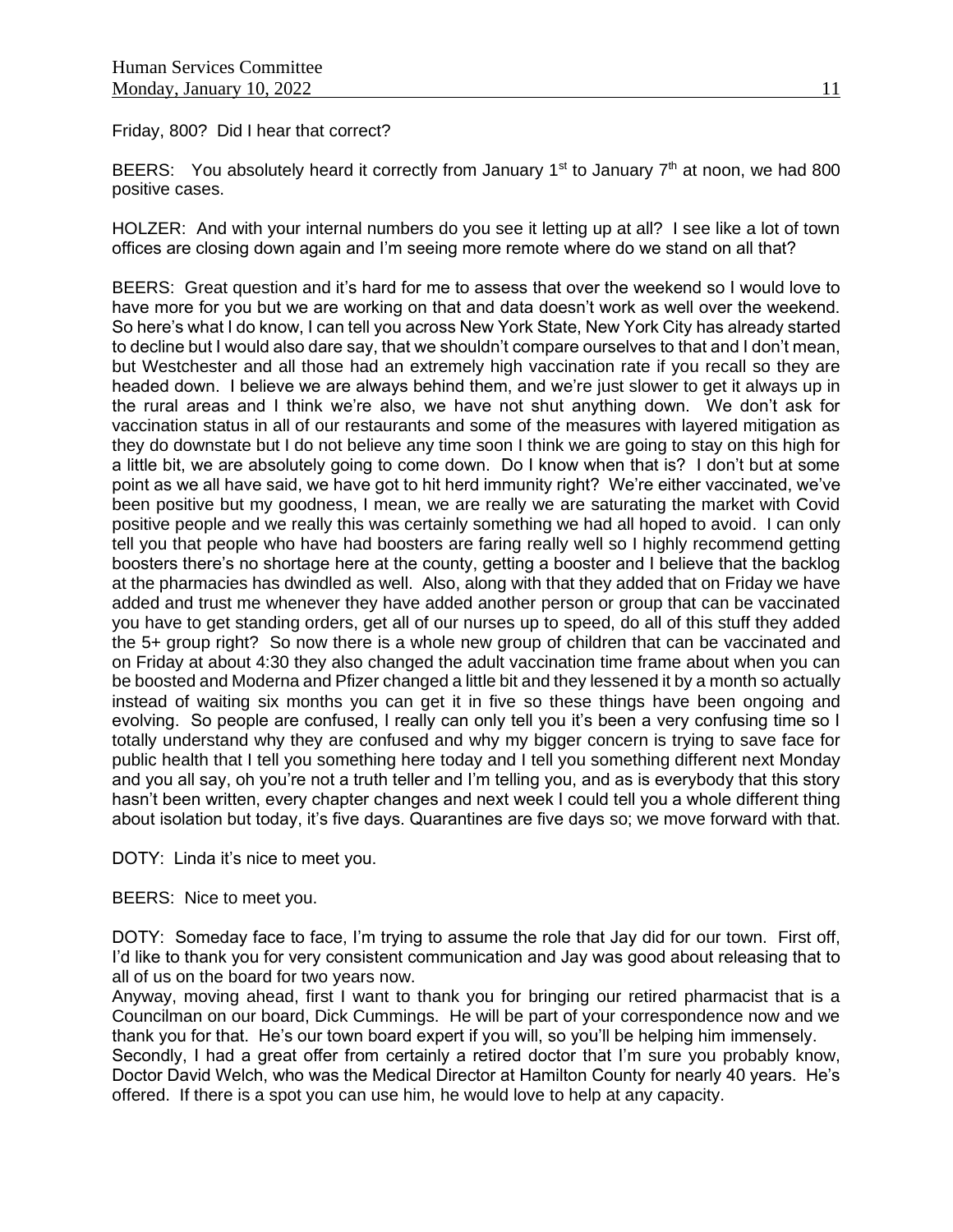Friday, 800? Did I hear that correct?

BEERS: You absolutely heard it correctly from January 1st to January 7th at noon, we had 800 positive cases.

HOLZER: And with your internal numbers do you see it letting up at all? I see like a lot of town offices are closing down again and I'm seeing more remote where do we stand on all that?

BEERS: Great question and it's hard for me to assess that over the weekend so I would love to have more for you but we are working on that and data doesn't work as well over the weekend. So here's what I do know, I can tell you across New York State, New York City has already started to decline but I would also dare say, that we shouldn't compare ourselves to that and I don't mean, but Westchester and all those had an extremely high vaccination rate if you recall so they are headed down. I believe we are always behind them, and we're just slower to get it always up in the rural areas and I think we're also, we have not shut anything down. We don't ask for vaccination status in all of our restaurants and some of the measures with layered mitigation as they do downstate but I do not believe any time soon I think we are going to stay on this high for a little bit, we are absolutely going to come down. Do I know when that is? I don't but at some point as we all have said, we have got to hit herd immunity right? We're either vaccinated, we've been positive but my goodness, I mean, we are really we are saturating the market with Covid positive people and we really this was certainly something we had all hoped to avoid. I can only tell you that people who have had boosters are faring really well so I highly recommend getting boosters there's no shortage here at the county, getting a booster and I believe that the backlog at the pharmacies has dwindled as well. Also, along with that they added that on Friday we have added and trust me whenever they have added another person or group that can be vaccinated you have to get standing orders, get all of our nurses up to speed, do all of this stuff they added the 5+ group right? So now there is a whole new group of children that can be vaccinated and on Friday at about 4:30 they also changed the adult vaccination time frame about when you can be boosted and Moderna and Pfizer changed a little bit and they lessened it by a month so actually instead of waiting six months you can get it in five so these things have been ongoing and evolving. So people are confused, I really can only tell you it's been a very confusing time so I totally understand why they are confused and why my bigger concern is trying to save face for public health that I tell you something here today and I tell you something different next Monday and you all say, oh you're not a truth teller and I'm telling you, and as is everybody that this story hasn't been written, every chapter changes and next week I could tell you a whole different thing about isolation but today, it's five days. Quarantines are five days so; we move forward with that.

DOTY: Linda it's nice to meet you.

BEERS: Nice to meet you.

DOTY: Someday face to face, I'm trying to assume the role that Jay did for our town. First off, I'd like to thank you for very consistent communication and Jay was good about releasing that to all of us on the board for two years now.

Anyway, moving ahead, first I want to thank you for bringing our retired pharmacist that is a Councilman on our board, Dick Cummings. He will be part of your correspondence now and we thank you for that. He's our town board expert if you will, so you'll be helping him immensely.

Secondly, I had a great offer from certainly a retired doctor that I'm sure you probably know, Doctor David Welch, who was the Medical Director at Hamilton County for nearly 40 years. He's offered. If there is a spot you can use him, he would love to help at any capacity.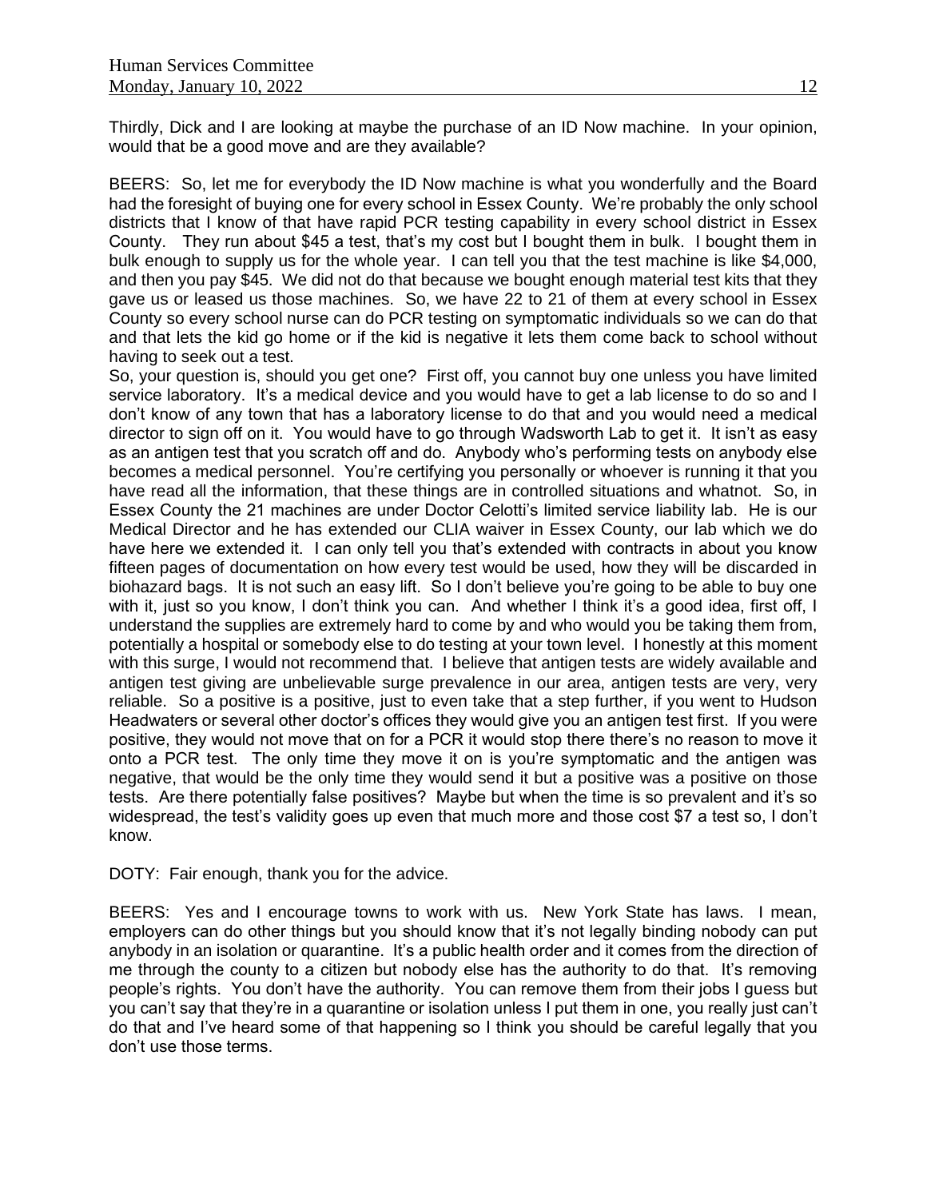Thirdly, Dick and I are looking at maybe the purchase of an ID Now machine. In your opinion, would that be a good move and are they available?

BEERS: So, let me for everybody the ID Now machine is what you wonderfully and the Board had the foresight of buying one for every school in Essex County. We're probably the only school districts that I know of that have rapid PCR testing capability in every school district in Essex County. They run about $45 a test, that's my cost but I bought them in bulk. I bought them in bulk enough to supply us for the whole year. I can tell you that the test machine is like $4,000, and then you pay $45. We did not do that because we bought enough material test kits that they gave us or leased us those machines. So, we have 22 to 21 of them at every school in Essex County so every school nurse can do PCR testing on symptomatic individuals so we can do that and that lets the kid go home or if the kid is negative it lets them come back to school without having to seek out a test.

So, your question is, should you get one? First off, you cannot buy one unless you have limited service laboratory. It's a medical device and you would have to get a lab license to do so and I don't know of any town that has a laboratory license to do that and you would need a medical director to sign off on it. You would have to go through Wadsworth Lab to get it. It isn't as easy as an antigen test that you scratch off and do. Anybody who's performing tests on anybody else becomes a medical personnel. You're certifying you personally or whoever is running it that you have read all the information, that these things are in controlled situations and whatnot. So, in Essex County the 21 machines are under Doctor Celotti's limited service liability lab. He is our Medical Director and he has extended our CLIA waiver in Essex County, our lab which we do have here we extended it. I can only tell you that's extended with contracts in about you know fifteen pages of documentation on how every test would be used, how they will be discarded in biohazard bags. It is not such an easy lift. So I don't believe you're going to be able to buy one with it, just so you know, I don't think you can. And whether I think it's a good idea, first off, I understand the supplies are extremely hard to come by and who would you be taking them from, potentially a hospital or somebody else to do testing at your town level. I honestly at this moment with this surge, I would not recommend that. I believe that antigen tests are widely available and antigen test giving are unbelievable surge prevalence in our area, antigen tests are very, very reliable. So a positive is a positive, just to even take that a step further, if you went to Hudson Headwaters or several other doctor's offices they would give you an antigen test first. If you were positive, they would not move that on for a PCR it would stop there there's no reason to move it onto a PCR test. The only time they move it on is you're symptomatic and the antigen was negative, that would be the only time they would send it but a positive was a positive on those tests. Are there potentially false positives? Maybe but when the time is so prevalent and it's so widespread, the test's validity goes up even that much more and those cost $7 a test so, I don't know.

DOTY: Fair enough, thank you for the advice.

BEERS: Yes and I encourage towns to work with us. New York State has laws. I mean, employers can do other things but you should know that it's not legally binding nobody can put anybody in an isolation or quarantine. It's a public health order and it comes from the direction of me through the county to a citizen but nobody else has the authority to do that. It's removing people's rights. You don't have the authority. You can remove them from their jobs I guess but you can't say that they're in a quarantine or isolation unless I put them in one, you really just can't do that and I've heard some of that happening so I think you should be careful legally that you don't use those terms.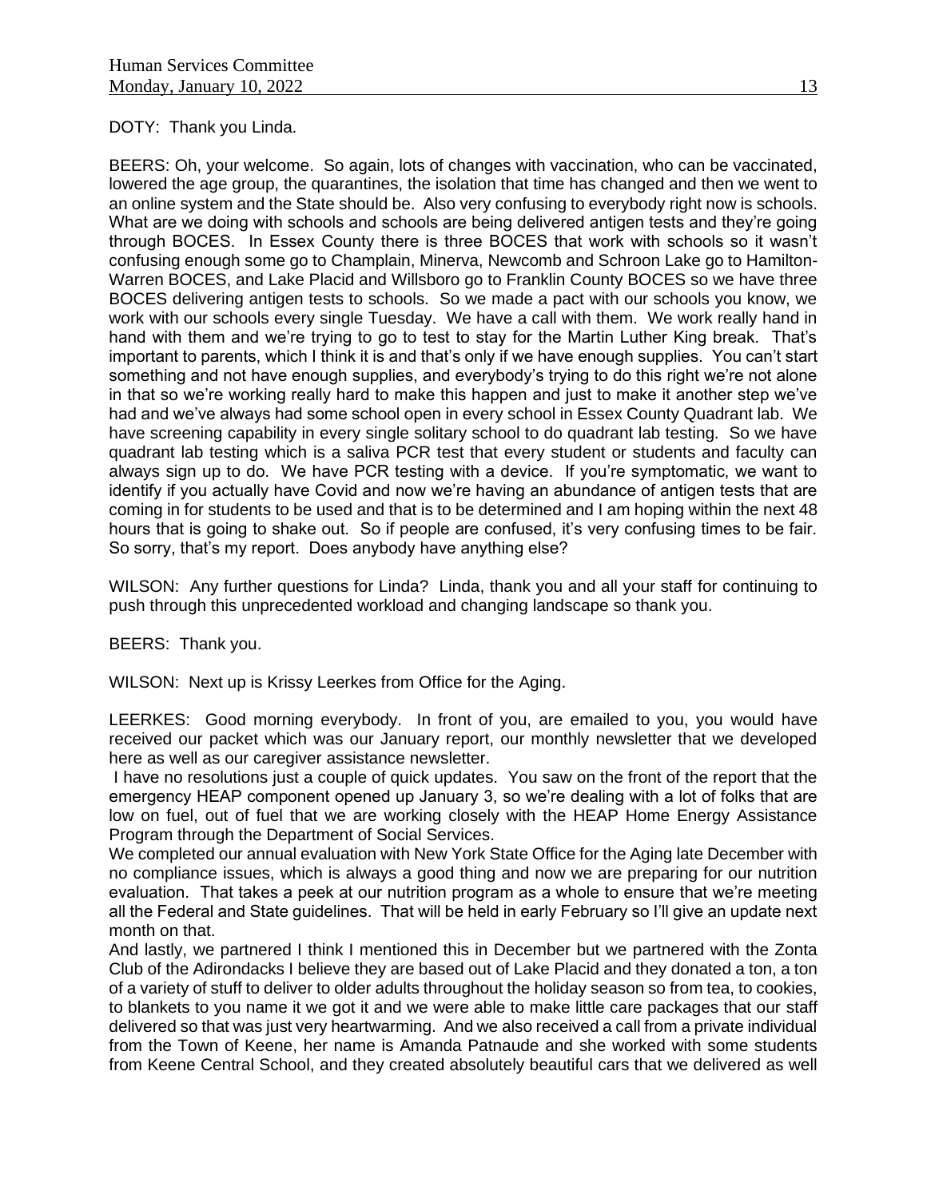DOTY: Thank you Linda.

BEERS: Oh, your welcome. So again, lots of changes with vaccination, who can be vaccinated, lowered the age group, the quarantines, the isolation that time has changed and then we went to an online system and the State should be. Also very confusing to everybody right now is schools. What are we doing with schools and schools are being delivered antigen tests and they're going through BOCES. In Essex County there is three BOCES that work with schools so it wasn't confusing enough some go to Champlain, Minerva, Newcomb and Schroon Lake go to Hamilton-Warren BOCES, and Lake Placid and Willsboro go to Franklin County BOCES so we have three BOCES delivering antigen tests to schools. So we made a pact with our schools you know, we work with our schools every single Tuesday. We have a call with them. We work really hand in hand with them and we're trying to go to test to stay for the Martin Luther King break. That's important to parents, which I think it is and that's only if we have enough supplies. You can't start something and not have enough supplies, and everybody's trying to do this right we're not alone in that so we're working really hard to make this happen and just to make it another step we've had and we've always had some school open in every school in Essex County Quadrant lab. We have screening capability in every single solitary school to do quadrant lab testing. So we have quadrant lab testing which is a saliva PCR test that every student or students and faculty can always sign up to do. We have PCR testing with a device. If you're symptomatic, we want to identify if you actually have Covid and now we're having an abundance of antigen tests that are coming in for students to be used and that is to be determined and I am hoping within the next 48 hours that is going to shake out. So if people are confused, it's very confusing times to be fair. So sorry, that's my report. Does anybody have anything else?

WILSON: Any further questions for Linda? Linda, thank you and all your staff for continuing to push through this unprecedented workload and changing landscape so thank you.

BEERS: Thank you.

WILSON: Next up is Krissy Leerkes from Office for the Aging.

LEERKES: Good morning everybody. In front of you, are emailed to you, you would have received our packet which was our January report, our monthly newsletter that we developed here as well as our caregiver assistance newsletter.

I have no resolutions just a couple of quick updates. You saw on the front of the report that the emergency HEAP component opened up January 3, so we're dealing with a lot of folks that are low on fuel, out of fuel that we are working closely with the HEAP Home Energy Assistance Program through the Department of Social Services.

We completed our annual evaluation with New York State Office for the Aging late December with no compliance issues, which is always a good thing and now we are preparing for our nutrition evaluation. That takes a peek at our nutrition program as a whole to ensure that we're meeting all the Federal and State guidelines. That will be held in early February so I'll give an update next month on that.

And lastly, we partnered I think I mentioned this in December but we partnered with the Zonta Club of the Adirondacks I believe they are based out of Lake Placid and they donated a ton, a ton of a variety of stuff to deliver to older adults throughout the holiday season so from tea, to cookies, to blankets to you name it we got it and we were able to make little care packages that our staff delivered so that was just very heartwarming. And we also received a call from a private individual from the Town of Keene, her name is Amanda Patnaude and she worked with some students from Keene Central School, and they created absolutely beautiful cars that we delivered as well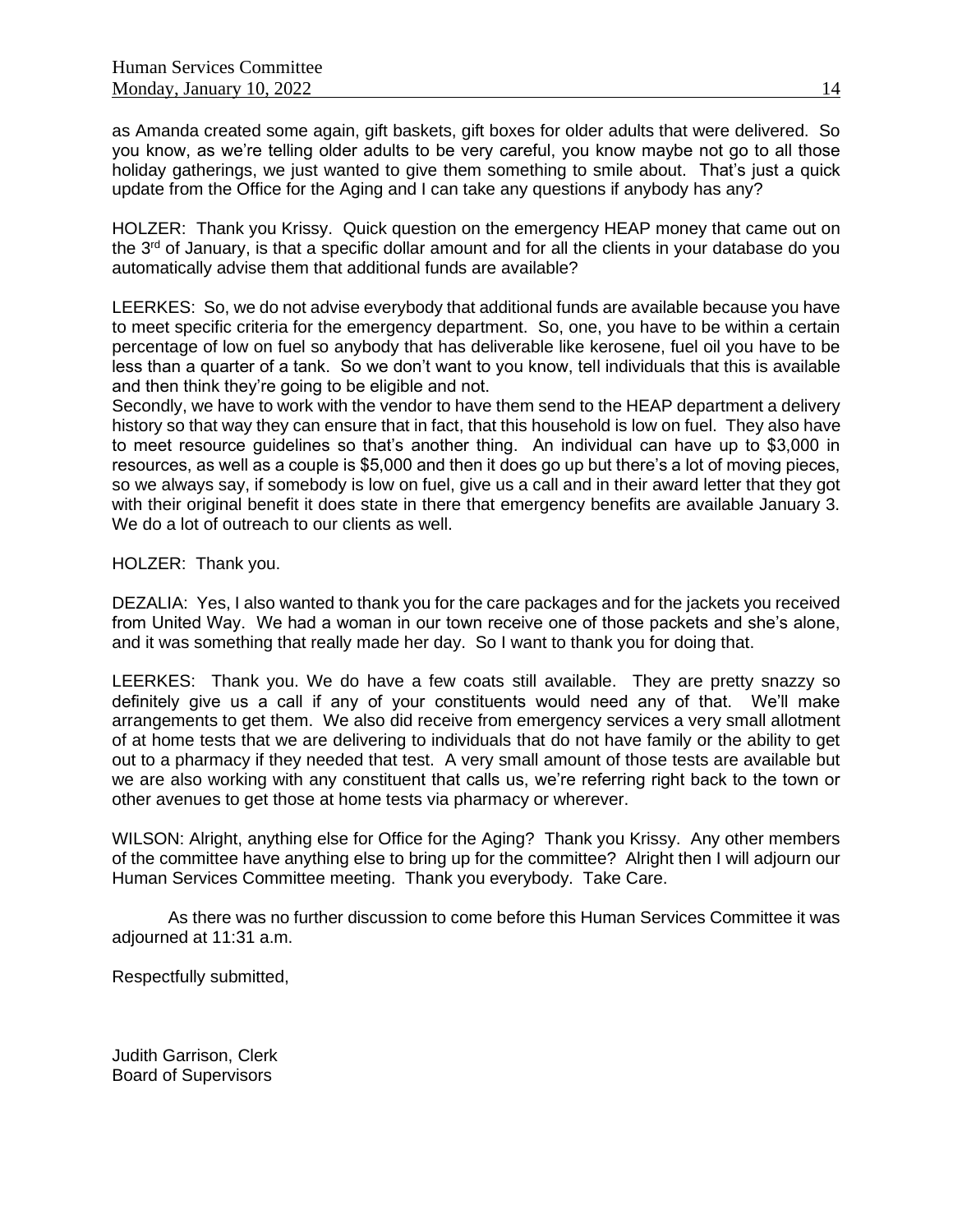as Amanda created some again, gift baskets, gift boxes for older adults that were delivered. So you know, as we're telling older adults to be very careful, you know maybe not go to all those holiday gatherings, we just wanted to give them something to smile about. That's just a quick update from the Office for the Aging and I can take any questions if anybody has any?

HOLZER: Thank you Krissy. Quick question on the emergency HEAP money that came out on the 3rd of January, is that a specific dollar amount and for all the clients in your database do you automatically advise them that additional funds are available?

LEERKES: So, we do not advise everybody that additional funds are available because you have to meet specific criteria for the emergency department. So, one, you have to be within a certain percentage of low on fuel so anybody that has deliverable like kerosene, fuel oil you have to be less than a quarter of a tank. So we don't want to you know, tell individuals that this is available and then think they're going to be eligible and not.
Secondly, we have to work with the vendor to have them send to the HEAP department a delivery history so that way they can ensure that in fact, that this household is low on fuel. They also have to meet resource guidelines so that's another thing. An individual can have up to $3,000 in resources, as well as a couple is $5,000 and then it does go up but there's a lot of moving pieces, so we always say, if somebody is low on fuel, give us a call and in their award letter that they got with their original benefit it does state in there that emergency benefits are available January 3. We do a lot of outreach to our clients as well.

HOLZER: Thank you.

DEZALIA: Yes, I also wanted to thank you for the care packages and for the jackets you received from United Way. We had a woman in our town receive one of those packets and she's alone, and it was something that really made her day. So I want to thank you for doing that.

LEERKES: Thank you. We do have a few coats still available. They are pretty snazzy so definitely give us a call if any of your constituents would need any of that. We'll make arrangements to get them. We also did receive from emergency services a very small allotment of at home tests that we are delivering to individuals that do not have family or the ability to get out to a pharmacy if they needed that test. A very small amount of those tests are available but we are also working with any constituent that calls us, we're referring right back to the town or other avenues to get those at home tests via pharmacy or wherever.

WILSON: Alright, anything else for Office for the Aging? Thank you Krissy. Any other members of the committee have anything else to bring up for the committee? Alright then I will adjourn our Human Services Committee meeting. Thank you everybody. Take Care.

As there was no further discussion to come before this Human Services Committee it was adjourned at 11:31 a.m.

Respectfully submitted,

Judith Garrison, Clerk
Board of Supervisors